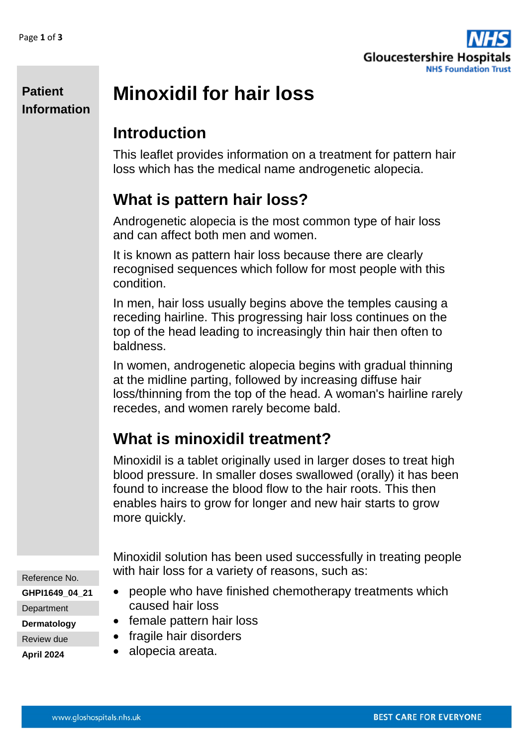**Patient Information**

# Minoxidil for hair loss

## Introduction

This leaflet provides information on a treatment for pattern hair loss which has the medical name androgenetic alopecia.

## What is pattern hair loss?

Androgenetic alopecia is the most common type of hair loss and can affect both men and women.

It is known as pattern hair loss because there are clearly recognised sequences which follow for most people with this condition.

In men, hair loss usually begins above the temples causing a receding hairline. This progressing hair loss continues on the top of the head leading to increasingly thin hair then often to baldness.

In women, androgenetic alopecia begins with gradual thinning at the midline parting, followed by increasing diffuse hair loss/thinning from the top of the head. A woman's hairline rarely recedes, and women rarely become bald.

## What is minoxidil treatment?

Minoxidil is a tablet originally used in larger doses to treat high blood pressure. In smaller doses swallowed (orally) it has been found to increase the blood flow to the hair roots. This then enables hairs to grow for longer and new hair starts to grow more quickly.

Minoxidil solution has been used successfully in treating people with hair loss for a variety of reasons, such as:

- people who have finished chemotherapy treatments which caused hair loss
- female pattern hair loss
- fragile hair disorders
- alopecia areata.

Reference No.
**GHPI1649_04_21**
Department
**Dermatology**
Review due
**April 2024**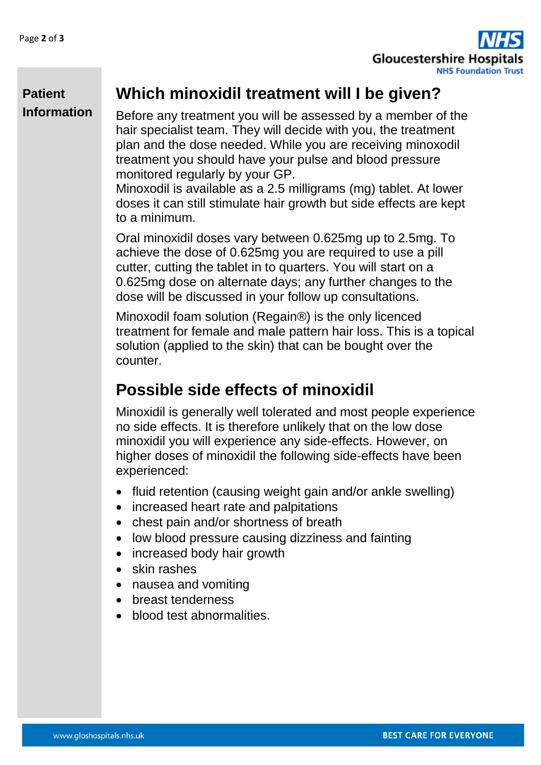## Which minoxidil treatment will I be given?

Before any treatment you will be assessed by a member of the hair specialist team. They will decide with you, the treatment plan and the dose needed. While you are receiving minoxodil treatment you should have your pulse and blood pressure monitored regularly by your GP.
Minoxodil is available as a 2.5 milligrams (mg) tablet. At lower doses it can still stimulate hair growth but side effects are kept to a minimum.

Oral minoxidil doses vary between 0.625mg up to 2.5mg. To achieve the dose of 0.625mg you are required to use a pill cutter, cutting the tablet in to quarters. You will start on a 0.625mg dose on alternate days; any further changes to the dose will be discussed in your follow up consultations.

Minoxodil foam solution (Regain®) is the only licenced treatment for female and male pattern hair loss. This is a topical solution (applied to the skin) that can be bought over the counter.

## Possible side effects of minoxidil

Minoxidil is generally well tolerated and most people experience no side effects. It is therefore unlikely that on the low dose minoxidil you will experience any side-effects. However, on higher doses of minoxidil the following side-effects have been experienced:

- fluid retention (causing weight gain and/or ankle swelling)
- increased heart rate and palpitations
- chest pain and/or shortness of breath
- low blood pressure causing dizziness and fainting
- increased body hair growth
- skin rashes
- nausea and vomiting
- breast tenderness
- blood test abnormalities.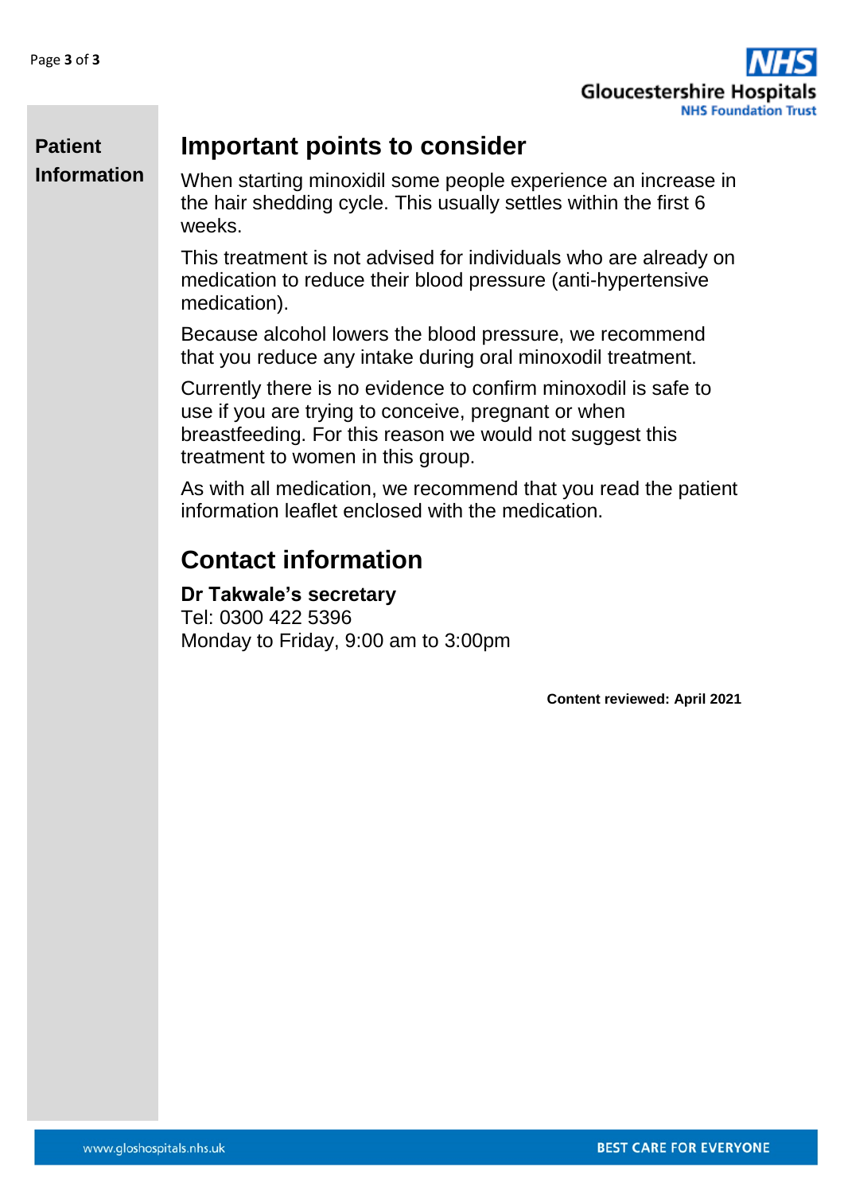## Important points to consider

When starting minoxidil some people experience an increase in the hair shedding cycle. This usually settles within the first 6 weeks.

This treatment is not advised for individuals who are already on medication to reduce their blood pressure (anti-hypertensive medication).

Because alcohol lowers the blood pressure, we recommend that you reduce any intake during oral minoxodil treatment.

Currently there is no evidence to confirm minoxodil is safe to use if you are trying to conceive, pregnant or when breastfeeding. For this reason we would not suggest this treatment to women in this group.

As with all medication, we recommend that you read the patient information leaflet enclosed with the medication.

## Contact information

**Dr Takwale's secretary**
Tel: 0300 422 5396
Monday to Friday, 9:00 am to 3:00pm

**Content reviewed: April 2021**